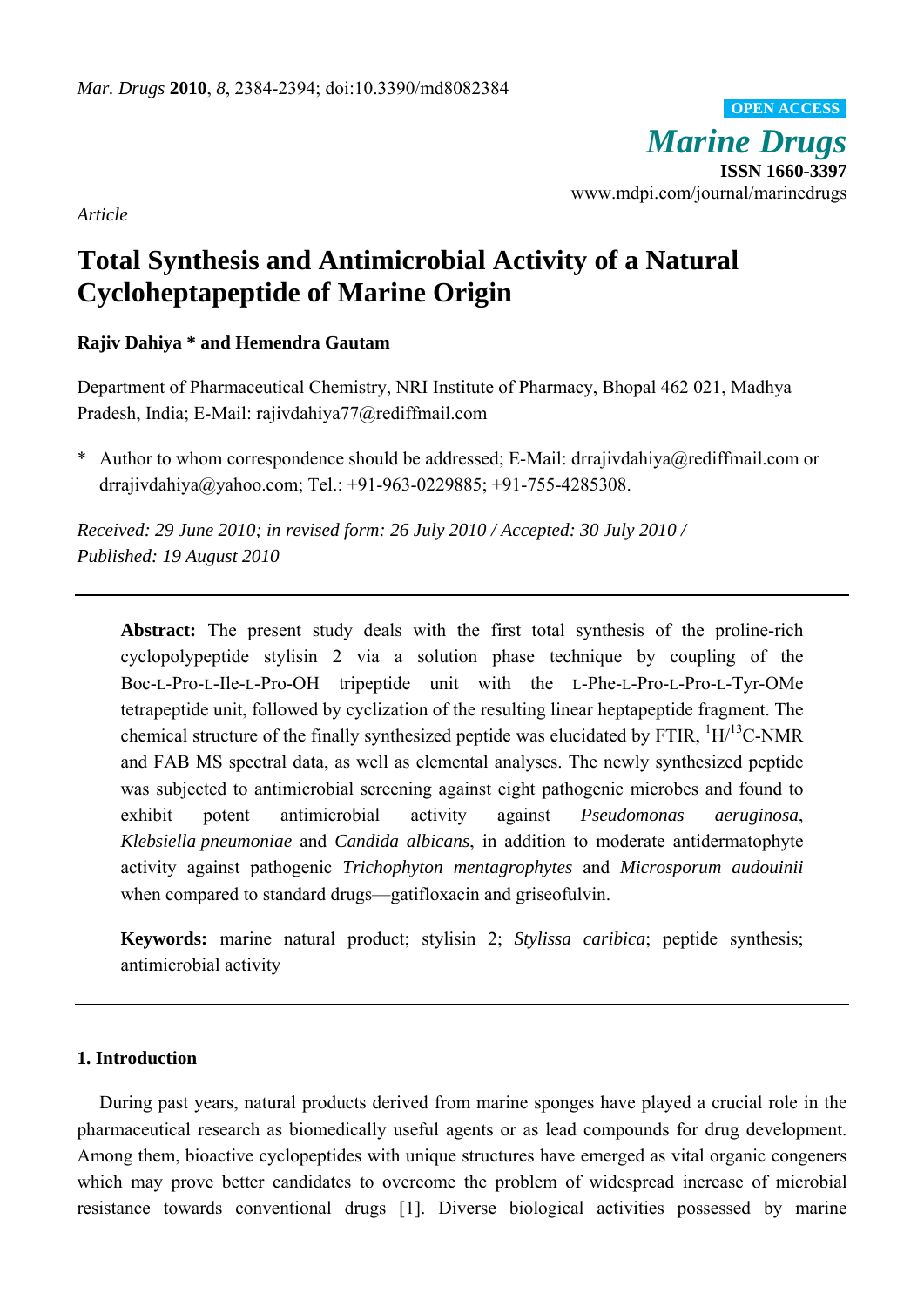*Article*

# Total Synthesis and Antimicrobial Activity of a Natural Cycloheptapeptide of Marine Origin

**Rajiv Dahiya * and Hemendra Gautam**

Department of Pharmaceutical Chemistry, NRI Institute of Pharmacy, Bhopal 462 021, Madhya Pradesh, India; E-Mail: rajivdahiya77@rediffmail.com

\* Author to whom correspondence should be addressed; E-Mail: drrajivdahiya@rediffmail.com or drrajivdahiya@yahoo.com; Tel.: +91-963-0229885; +91-755-4285308.

*Received: 29 June 2010; in revised form: 26 July 2010 / Accepted: 30 July 2010 / Published: 19 August 2010*

---

**Abstract:** The present study deals with the first total synthesis of the proline-rich cyclopolypeptide stylisin 2 via a solution phase technique by coupling of the Boc-L-Pro-L-Ile-L-Pro-OH tripeptide unit with the L-Phe-L-Pro-L-Pro-L-Tyr-OMe tetrapeptide unit, followed by cyclization of the resulting linear heptapeptide fragment. The chemical structure of the finally synthesized peptide was elucidated by FTIR, $^{1}H/^{13}C$-NMR and FAB MS spectral data, as well as elemental analyses. The newly synthesized peptide was subjected to antimicrobial screening against eight pathogenic microbes and found to exhibit potent antimicrobial activity against *Pseudomonas aeruginosa*, *Klebsiella pneumoniae* and *Candida albicans*, in addition to moderate antidermatophyte activity against pathogenic *Trichophyton mentagrophytes* and *Microsporum audouinii* when compared to standard drugs—gatifloxacin and griseofulvin.

**Keywords:** marine natural product; stylisin 2; *Stylissa caribica*; peptide synthesis; antimicrobial activity

---

## 1. Introduction

During past years, natural products derived from marine sponges have played a crucial role in the pharmaceutical research as biomedically useful agents or as lead compounds for drug development. Among them, bioactive cyclopeptides with unique structures have emerged as vital organic congeners which may prove better candidates to overcome the problem of widespread increase of microbial resistance towards conventional drugs [1]. Diverse biological activities possessed by marine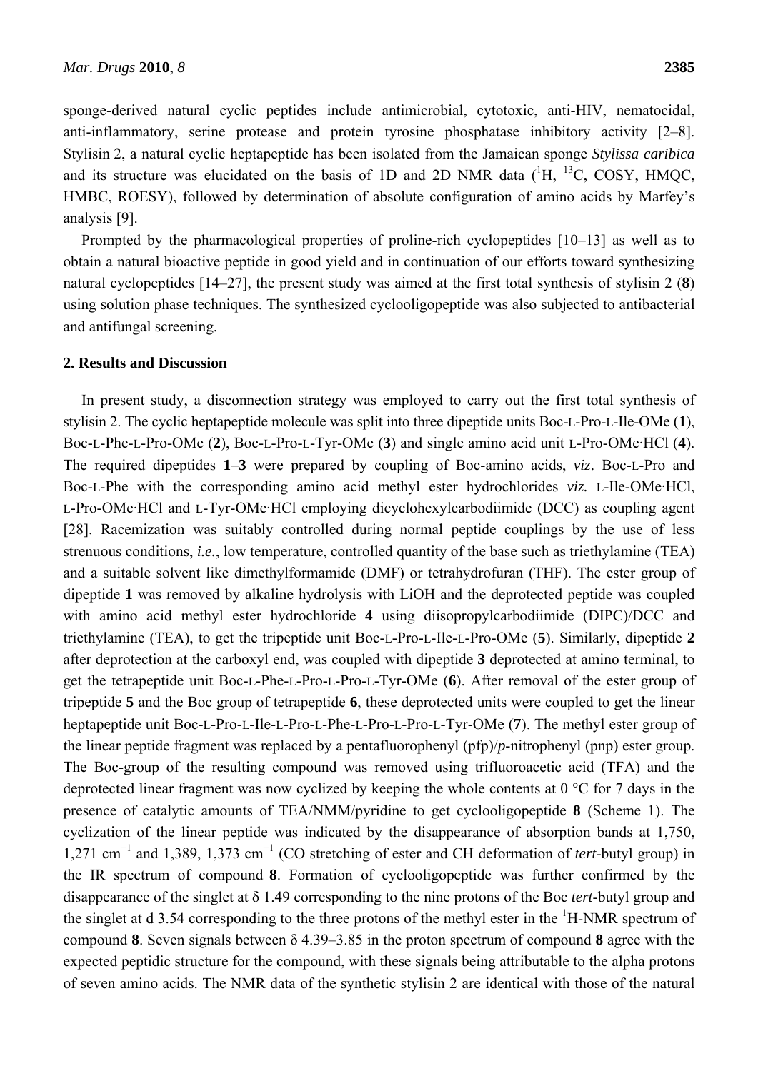sponge-derived natural cyclic peptides include antimicrobial, cytotoxic, anti-HIV, nematocidal, anti-inflammatory, serine protease and protein tyrosine phosphatase inhibitory activity [2–8]. Stylisin 2, a natural cyclic heptapeptide has been isolated from the Jamaican sponge *Stylissa caribica* and its structure was elucidated on the basis of 1D and 2D NMR data ($^{1}$H, $^{13}$C, COSY, HMQC, HMBC, ROESY), followed by determination of absolute configuration of amino acids by Marfey's analysis [9].

Prompted by the pharmacological properties of proline-rich cyclopeptides [10–13] as well as to obtain a natural bioactive peptide in good yield and in continuation of our efforts toward synthesizing natural cyclopeptides [14–27], the present study was aimed at the first total synthesis of stylisin 2 (**8**) using solution phase techniques. The synthesized cyclooligopeptide was also subjected to antibacterial and antifungal screening.

## 2. Results and Discussion

In present study, a disconnection strategy was employed to carry out the first total synthesis of stylisin 2. The cyclic heptapeptide molecule was split into three dipeptide units Boc-L-Pro-L-Ile-OMe (**1**), Boc-L-Phe-L-Pro-OMe (**2**), Boc-L-Pro-L-Tyr-OMe (**3**) and single amino acid unit L-Pro-OMe·HCl (**4**). The required dipeptides **1**–**3** were prepared by coupling of Boc-amino acids, *viz*. Boc-L-Pro and Boc-L-Phe with the corresponding amino acid methyl ester hydrochlorides *viz.* L-Ile-OMe·HCl, L-Pro-OMe·HCl and L-Tyr-OMe·HCl employing dicyclohexylcarbodiimide (DCC) as coupling agent [28]. Racemization was suitably controlled during normal peptide couplings by the use of less strenuous conditions, *i.e.*, low temperature, controlled quantity of the base such as triethylamine (TEA) and a suitable solvent like dimethylformamide (DMF) or tetrahydrofuran (THF). The ester group of dipeptide **1** was removed by alkaline hydrolysis with LiOH and the deprotected peptide was coupled with amino acid methyl ester hydrochloride **4** using diisopropylcarbodiimide (DIPC)/DCC and triethylamine (TEA), to get the tripeptide unit Boc-L-Pro-L-Ile-L-Pro-OMe (**5**). Similarly, dipeptide **2** after deprotection at the carboxyl end, was coupled with dipeptide **3** deprotected at amino terminal, to get the tetrapeptide unit Boc-L-Phe-L-Pro-L-Pro-L-Tyr-OMe (**6**). After removal of the ester group of tripeptide **5** and the Boc group of tetrapeptide **6**, these deprotected units were coupled to get the linear heptapeptide unit Boc-L-Pro-L-Ile-L-Pro-L-Phe-L-Pro-L-Pro-L-Tyr-OMe (**7**). The methyl ester group of the linear peptide fragment was replaced by a pentafluorophenyl (pfp)/*p*-nitrophenyl (pnp) ester group. The Boc-group of the resulting compound was removed using trifluoroacetic acid (TFA) and the deprotected linear fragment was now cyclized by keeping the whole contents at 0 °C for 7 days in the presence of catalytic amounts of TEA/NMM/pyridine to get cyclooligopeptide **8** (Scheme 1). The cyclization of the linear peptide was indicated by the disappearance of absorption bands at 1,750, 1,271 cm$^{-1}$ and 1,389, 1,373 cm$^{-1}$ (CO stretching of ester and CH deformation of *tert*-butyl group) in the IR spectrum of compound **8**. Formation of cyclooligopeptide was further confirmed by the disappearance of the singlet at δ 1.49 corresponding to the nine protons of the Boc *tert*-butyl group and the singlet at d 3.54 corresponding to the three protons of the methyl ester in the $^{1}$H-NMR spectrum of compound **8**. Seven signals between δ 4.39–3.85 in the proton spectrum of compound **8** agree with the expected peptidic structure for the compound, with these signals being attributable to the alpha protons of seven amino acids. The NMR data of the synthetic stylisin 2 are identical with those of the natural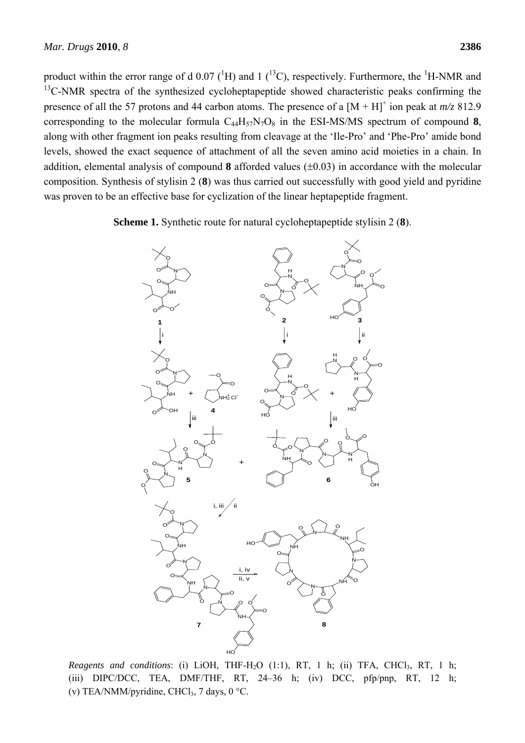product within the error range of d 0.07 ($^{1}$H) and 1 ($^{13}$C), respectively. Furthermore, the $^{1}$H-NMR and $^{13}$C-NMR spectra of the synthesized cycloheptapeptide showed characteristic peaks confirming the presence of all the 57 protons and 44 carbon atoms. The presence of a $[M + H]^{+}$ ion peak at *m/z* 812.9 corresponding to the molecular formula $C_{44}H_{57}N_{7}O_{8}$ in the ESI-MS/MS spectrum of compound **8**, along with other fragment ion peaks resulting from cleavage at the 'Ile-Pro' and 'Phe-Pro' amide bond levels, showed the exact sequence of attachment of all the seven amino acid moieties in a chain. In addition, elemental analysis of compound **8** afforded values (±0.03) in accordance with the molecular composition. Synthesis of stylisin 2 (**8**) was thus carried out successfully with good yield and pyridine was proven to be an effective base for cyclization of the linear heptapeptide fragment.

**Scheme 1.** Synthetic route for natural cycloheptapeptide stylisin 2 (**8**).

*Reagents and conditions*: (i) LiOH, THF-$H_2O$ (1:1), RT, 1 h; (ii) TFA, $CHCl_3$, RT, 1 h; (iii) DIPC/DCC, TEA, DMF/THF, RT, 24–36 h; (iv) DCC, pfp/pnp, RT, 12 h; (v) TEA/NMM/pyridine, $CHCl_3$, 7 days, 0 °C.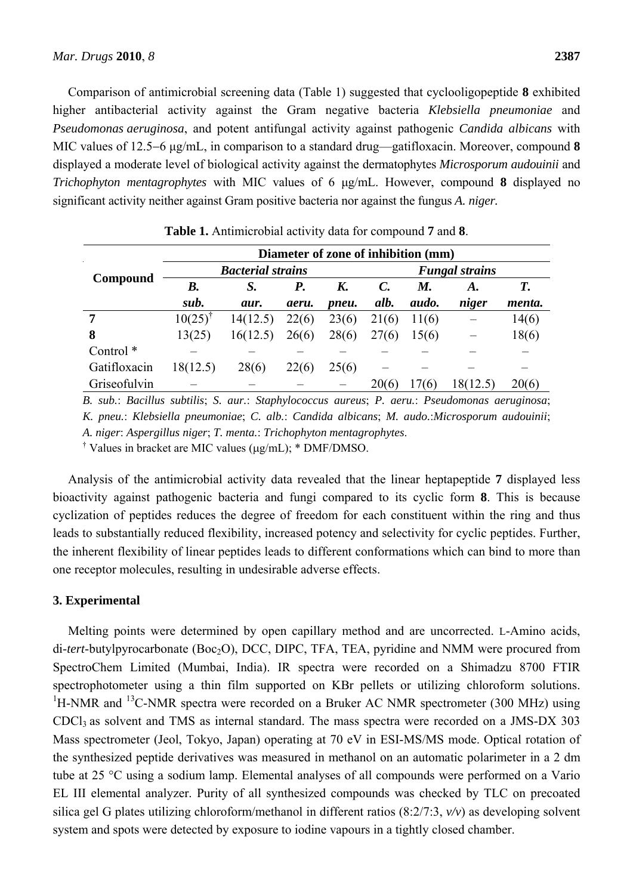Comparison of antimicrobial screening data (Table 1) suggested that cyclooligopeptide **8** exhibited higher antibacterial activity against the Gram negative bacteria *Klebsiella pneumoniae* and *Pseudomonas aeruginosa*, and potent antifungal activity against pathogenic *Candida albicans* with MIC values of 12.5–6 μg/mL, in comparison to a standard drug—gatifloxacin. Moreover, compound **8** displayed a moderate level of biological activity against the dermatophytes *Microsporum audouinii* and *Trichophyton mentagrophytes* with MIC values of 6 μg/mL. However, compound **8** displayed no significant activity neither against Gram positive bacteria nor against the fungus *A. niger.*

**Table 1.** Antimicrobial activity data for compound **7** and **8**.

| Compound | Diameter of zone of inhibition (mm) | | | | | | | |
|---|---|---|---|---|---|---|---|---|
| | ***Bacterial strains*** | | | | ***Fungal strains*** | | | |
| | ***B. sub.*** | ***S. aur.*** | ***P. aeru.*** | ***K. pneu.*** | ***C. alb.*** | ***M. audo.*** | ***A. niger*** | ***T. menta.*** |
| **7** | 10(25)[†] | 14(12.5) | 22(6) | 23(6) | 21(6) | 11(6) | – | 14(6) |
| **8** | 13(25) | 16(12.5) | 26(6) | 28(6) | 27(6) | 15(6) | – | 18(6) |
| Control * | – | – | – | – | – | – | – | – |
| Gatifloxacin | 18(12.5) | 28(6) | 22(6) | 25(6) | – | – | – | – |
| Griseofulvin | – | – | – | – | 20(6) | 17(6) | 18(12.5) | 20(6) |

*B. sub.*: *Bacillus subtilis*; *S. aur.*: *Staphylococcus aureus*; *P. aeru.*: *Pseudomonas aeruginosa*; *K. pneu.*: *Klebsiella pneumoniae*; *C. alb.*: *Candida albicans*; *M. audo.*:*Microsporum audouinii*; *A. niger*: *Aspergillus niger*; *T. menta.*: *Trichophyton mentagrophytes*.

[†] Values in bracket are MIC values (μg/mL); * DMF/DMSO.

Analysis of the antimicrobial activity data revealed that the linear heptapeptide **7** displayed less bioactivity against pathogenic bacteria and fungi compared to its cyclic form **8**. This is because cyclization of peptides reduces the degree of freedom for each constituent within the ring and thus leads to substantially reduced flexibility, increased potency and selectivity for cyclic peptides. Further, the inherent flexibility of linear peptides leads to different conformations which can bind to more than one receptor molecules, resulting in undesirable adverse effects.

## 3. Experimental

Melting points were determined by open capillary method and are uncorrected. L-Amino acids, di-*tert*-butylpyrocarbonate ($Boc_2O$), DCC, DIPC, TFA, TEA, pyridine and NMM were procured from SpectroChem Limited (Mumbai, India). IR spectra were recorded on a Shimadzu 8700 FTIR spectrophotometer using a thin film supported on KBr pellets or utilizing chloroform solutions. $^1$H-NMR and $^{13}$C-NMR spectra were recorded on a Bruker AC NMR spectrometer (300 MHz) using $CDCl_3$ as solvent and TMS as internal standard. The mass spectra were recorded on a JMS-DX 303 Mass spectrometer (Jeol, Tokyo, Japan) operating at 70 eV in ESI-MS/MS mode. Optical rotation of the synthesized peptide derivatives was measured in methanol on an automatic polarimeter in a 2 dm tube at 25 °C using a sodium lamp. Elemental analyses of all compounds were performed on a Vario EL III elemental analyzer. Purity of all synthesized compounds was checked by TLC on precoated silica gel G plates utilizing chloroform/methanol in different ratios (8:2/7:3, *v/v*) as developing solvent system and spots were detected by exposure to iodine vapours in a tightly closed chamber.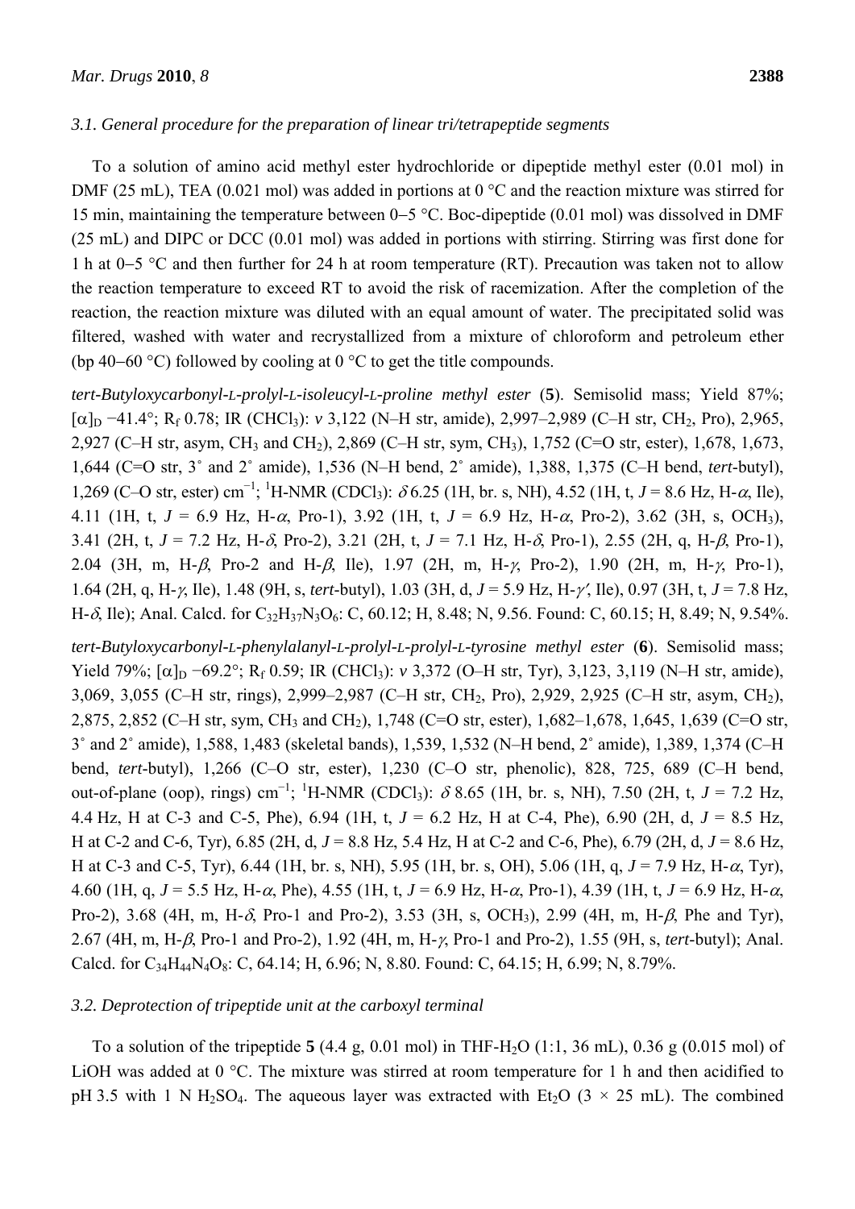### 3.1. General procedure for the preparation of linear tri/tetrapeptide segments

To a solution of amino acid methyl ester hydrochloride or dipeptide methyl ester (0.01 mol) in DMF (25 mL), TEA (0.021 mol) was added in portions at 0 °C and the reaction mixture was stirred for 15 min, maintaining the temperature between 0−5 °C. Boc-dipeptide (0.01 mol) was dissolved in DMF (25 mL) and DIPC or DCC (0.01 mol) was added in portions with stirring. Stirring was first done for 1 h at 0−5 °C and then further for 24 h at room temperature (RT). Precaution was taken not to allow the reaction temperature to exceed RT to avoid the risk of racemization. After the completion of the reaction, the reaction mixture was diluted with an equal amount of water. The precipitated solid was filtered, washed with water and recrystallized from a mixture of chloroform and petroleum ether (bp 40−60 °C) followed by cooling at 0 °C to get the title compounds.

*tert-Butyloxycarbonyl-L-prolyl-L-isoleucyl-L-proline methyl ester* (**5**). Semisolid mass; Yield 87%; $[\alpha]_D$ −41.4°; $R_f$ 0.78; IR ($CHCl_3$): $\nu$ 3,122 (N–H str, amide), 2,997–2,989 (C–H str, $CH_2$, Pro), 2,965, 2,927 (C–H str, asym, $CH_3$ and $CH_2$), 2,869 (C–H str, sym, $CH_3$), 1,752 (C=O str, ester), 1,678, 1,673, 1,644 (C=O str, 3˚ and 2˚ amide), 1,536 (N–H bend, 2˚ amide), 1,388, 1,375 (C–H bend, *tert*-butyl), 1,269 (C–O str, ester) $cm^{-1}$; $^1$H-NMR ($CDCl_3$): $\delta$ 6.25 (1H, br. s, NH), 4.52 (1H, t, $J$ = 8.6 Hz, H-$\alpha$, Ile), 4.11 (1H, t, $J$ = 6.9 Hz, H-$\alpha$, Pro-1), 3.92 (1H, t, $J$ = 6.9 Hz, H-$\alpha$, Pro-2), 3.62 (3H, s, $OCH_3$), 3.41 (2H, t, $J$ = 7.2 Hz, H-$\delta$, Pro-2), 3.21 (2H, t, $J$ = 7.1 Hz, H-$\delta$, Pro-1), 2.55 (2H, q, H-$\beta$, Pro-1), 2.04 (3H, m, H-$\beta$, Pro-2 and H-$\beta$, Ile), 1.97 (2H, m, H-$\gamma$, Pro-2), 1.90 (2H, m, H-$\gamma$, Pro-1), 1.64 (2H, q, H-$\gamma$, Ile), 1.48 (9H, s, *tert*-butyl), 1.03 (3H, d, $J$ = 5.9 Hz, H-$\gamma'$, Ile), 0.97 (3H, t, $J$ = 7.8 Hz, H-$\delta$, Ile); Anal. Calcd. for $C_{32}H_{37}N_3O_6$: C, 60.12; H, 8.48; N, 9.56. Found: C, 60.15; H, 8.49; N, 9.54%.

*tert-Butyloxycarbonyl-L-phenylalanyl-L-prolyl-L-prolyl-L-tyrosine methyl ester* (**6**). Semisolid mass; Yield 79%; $[\alpha]_D$ −69.2°; $R_f$ 0.59; IR ($CHCl_3$): $\nu$ 3,372 (O–H str, Tyr), 3,123, 3,119 (N–H str, amide), 3,069, 3,055 (C–H str, rings), 2,999–2,987 (C–H str, $CH_2$, Pro), 2,929, 2,925 (C–H str, asym, $CH_2$), 2,875, 2,852 (C–H str, sym, $CH_3$ and $CH_2$), 1,748 (C=O str, ester), 1,682–1,678, 1,645, 1,639 (C=O str, 3˚ and 2˚ amide), 1,588, 1,483 (skeletal bands), 1,539, 1,532 (N–H bend, 2˚ amide), 1,389, 1,374 (C–H bend, *tert*-butyl), 1,266 (C–O str, ester), 1,230 (C–O str, phenolic), 828, 725, 689 (C–H bend, out-of-plane (oop), rings) $cm^{-1}$; $^1$H-NMR ($CDCl_3$): $\delta$ 8.65 (1H, br. s, NH), 7.50 (2H, t, $J$ = 7.2 Hz, 4.4 Hz, H at C-3 and C-5, Phe), 6.94 (1H, t, $J$ = 6.2 Hz, H at C-4, Phe), 6.90 (2H, d, $J$ = 8.5 Hz, H at C-2 and C-6, Tyr), 6.85 (2H, d, $J$ = 8.8 Hz, 5.4 Hz, H at C-2 and C-6, Phe), 6.79 (2H, d, $J$ = 8.6 Hz, H at C-3 and C-5, Tyr), 6.44 (1H, br. s, NH), 5.95 (1H, br. s, OH), 5.06 (1H, q, $J$ = 7.9 Hz, H-$\alpha$, Tyr), 4.60 (1H, q, $J$ = 5.5 Hz, H-$\alpha$, Phe), 4.55 (1H, t, $J$ = 6.9 Hz, H-$\alpha$, Pro-1), 4.39 (1H, t, $J$ = 6.9 Hz, H-$\alpha$, Pro-2), 3.68 (4H, m, H-$\delta$, Pro-1 and Pro-2), 3.53 (3H, s, $OCH_3$), 2.99 (4H, m, H-$\beta$, Phe and Tyr), 2.67 (4H, m, H-$\beta$, Pro-1 and Pro-2), 1.92 (4H, m, H-$\gamma$, Pro-1 and Pro-2), 1.55 (9H, s, *tert*-butyl); Anal. Calcd. for $C_{34}H_{44}N_4O_8$: C, 64.14; H, 6.96; N, 8.80. Found: C, 64.15; H, 6.99; N, 8.79%.

### 3.2. Deprotection of tripeptide unit at the carboxyl terminal

To a solution of the tripeptide **5** (4.4 g, 0.01 mol) in THF-$H_2O$ (1:1, 36 mL), 0.36 g (0.015 mol) of LiOH was added at 0 °C. The mixture was stirred at room temperature for 1 h and then acidified to pH 3.5 with 1 N $H_2SO_4$. The aqueous layer was extracted with $Et_2O$ (3 × 25 mL). The combined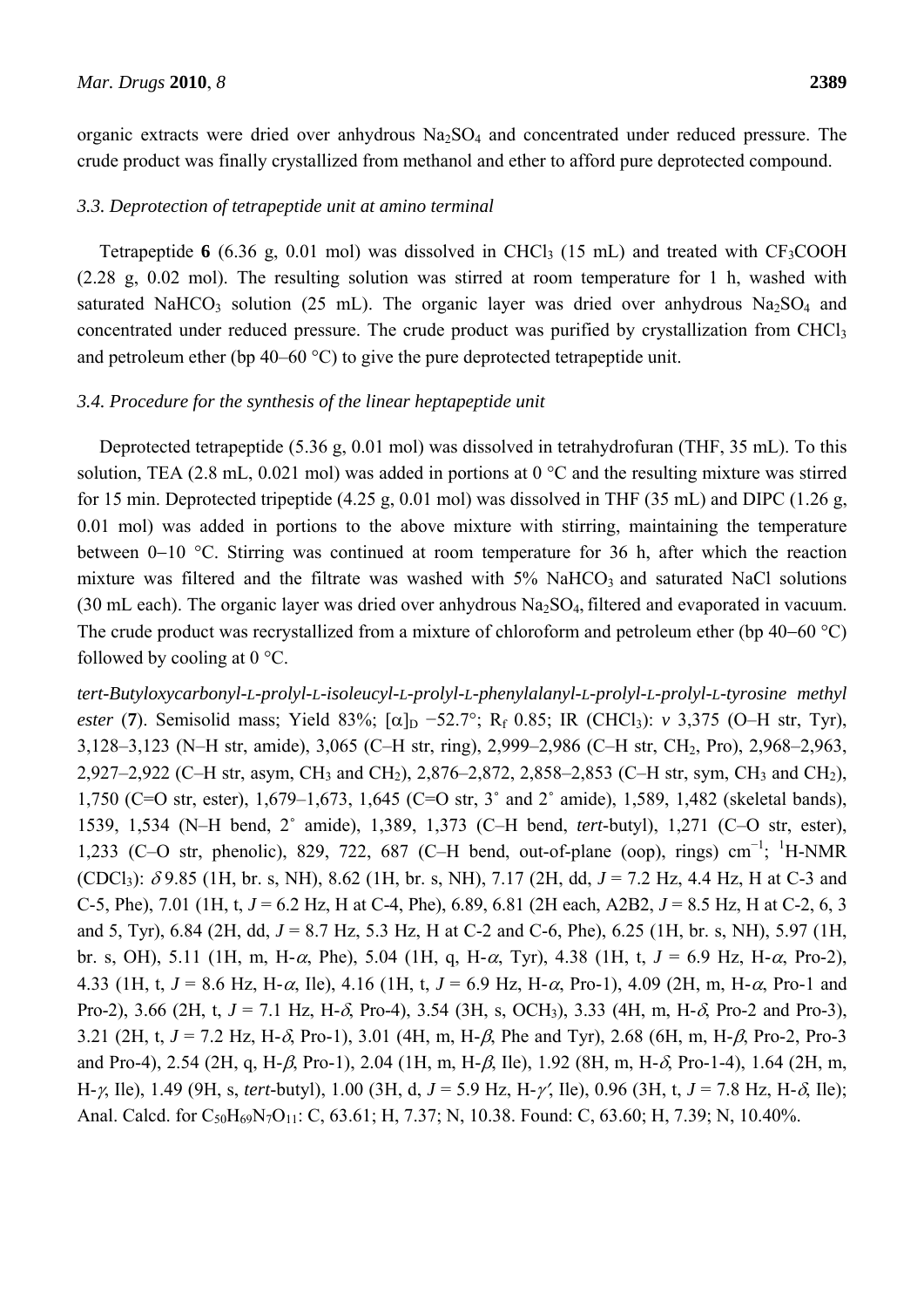organic extracts were dried over anhydrous $Na_2SO_4$ and concentrated under reduced pressure. The crude product was finally crystallized from methanol and ether to afford pure deprotected compound.

### 3.3. Deprotection of tetrapeptide unit at amino terminal

Tetrapeptide **6** (6.36 g, 0.01 mol) was dissolved in $CHCl_3$ (15 mL) and treated with $CF_3COOH$ (2.28 g, 0.02 mol). The resulting solution was stirred at room temperature for 1 h, washed with saturated $NaHCO_3$ solution (25 mL). The organic layer was dried over anhydrous $Na_2SO_4$ and concentrated under reduced pressure. The crude product was purified by crystallization from $CHCl_3$ and petroleum ether (bp 40–60 °C) to give the pure deprotected tetrapeptide unit.

### 3.4. Procedure for the synthesis of the linear heptapeptide unit

Deprotected tetrapeptide (5.36 g, 0.01 mol) was dissolved in tetrahydrofuran (THF, 35 mL). To this solution, TEA (2.8 mL, 0.021 mol) was added in portions at 0 °C and the resulting mixture was stirred for 15 min. Deprotected tripeptide (4.25 g, 0.01 mol) was dissolved in THF (35 mL) and DIPC (1.26 g, 0.01 mol) was added in portions to the above mixture with stirring, maintaining the temperature between 0−10 °C. Stirring was continued at room temperature for 36 h, after which the reaction mixture was filtered and the filtrate was washed with 5% $NaHCO_3$ and saturated NaCl solutions (30 mL each). The organic layer was dried over anhydrous $Na_2SO_4$, filtered and evaporated in vacuum. The crude product was recrystallized from a mixture of chloroform and petroleum ether (bp 40−60 °C) followed by cooling at 0 °C.

*tert-Butyloxycarbonyl-L-prolyl-L-isoleucyl-L-prolyl-L-phenylalanyl-L-prolyl-L-prolyl-L-tyrosine methyl ester* (**7**). Semisolid mass; Yield 83%; $[\alpha]_D$ −52.7°; $R_f$ 0.85; IR ($CHCl_3$): $\nu$ 3,375 (O–H str, Tyr), 3,128–3,123 (N–H str, amide), 3,065 (C–H str, ring), 2,999–2,986 (C–H str, $CH_2$, Pro), 2,968–2,963, 2,927–2,922 (C–H str, asym, $CH_3$ and $CH_2$), 2,876–2,872, 2,858–2,853 (C–H str, sym, $CH_3$ and $CH_2$), 1,750 (C=O str, ester), 1,679–1,673, 1,645 (C=O str, 3° and 2° amide), 1,589, 1,482 (skeletal bands), 1539, 1,534 (N–H bend, 2° amide), 1,389, 1,373 (C–H bend, *tert*-butyl), 1,271 (C–O str, ester), 1,233 (C–O str, phenolic), 829, 722, 687 (C–H bend, out-of-plane (oop), rings) $cm^{-1}$; $^1$H-NMR ($CDCl_3$): $\delta$ 9.85 (1H, br. s, NH), 8.62 (1H, br. s, NH), 7.17 (2H, dd, $J$ = 7.2 Hz, 4.4 Hz, H at C-3 and C-5, Phe), 7.01 (1H, t, $J$ = 6.2 Hz, H at C-4, Phe), 6.89, 6.81 (2H each, A2B2, $J$ = 8.5 Hz, H at C-2, 6, 3 and 5, Tyr), 6.84 (2H, dd, $J$ = 8.7 Hz, 5.3 Hz, H at C-2 and C-6, Phe), 6.25 (1H, br. s, NH), 5.97 (1H, br. s, OH), 5.11 (1H, m, H-$\alpha$, Phe), 5.04 (1H, q, H-$\alpha$, Tyr), 4.38 (1H, t, $J$ = 6.9 Hz, H-$\alpha$, Pro-2), 4.33 (1H, t, $J$ = 8.6 Hz, H-$\alpha$, Ile), 4.16 (1H, t, $J$ = 6.9 Hz, H-$\alpha$, Pro-1), 4.09 (2H, m, H-$\alpha$, Pro-1 and Pro-2), 3.66 (2H, t, $J$ = 7.1 Hz, H-$\delta$, Pro-4), 3.54 (3H, s, $OCH_3$), 3.33 (4H, m, H-$\delta$, Pro-2 and Pro-3), 3.21 (2H, t, $J$ = 7.2 Hz, H-$\delta$, Pro-1), 3.01 (4H, m, H-$\beta$, Phe and Tyr), 2.68 (6H, m, H-$\beta$, Pro-2, Pro-3 and Pro-4), 2.54 (2H, q, H-$\beta$, Pro-1), 2.04 (1H, m, H-$\beta$, Ile), 1.92 (8H, m, H-$\delta$, Pro-1-4), 1.64 (2H, m, H-$\gamma$, Ile), 1.49 (9H, s, *tert*-butyl), 1.00 (3H, d, $J$ = 5.9 Hz, H-$\gamma'$, Ile), 0.96 (3H, t, $J$ = 7.8 Hz, H-$\delta$, Ile); Anal. Calcd. for $C_{50}H_{69}N_7O_{11}$: C, 63.61; H, 7.37; N, 10.38. Found: C, 63.60; H, 7.39; N, 10.40%.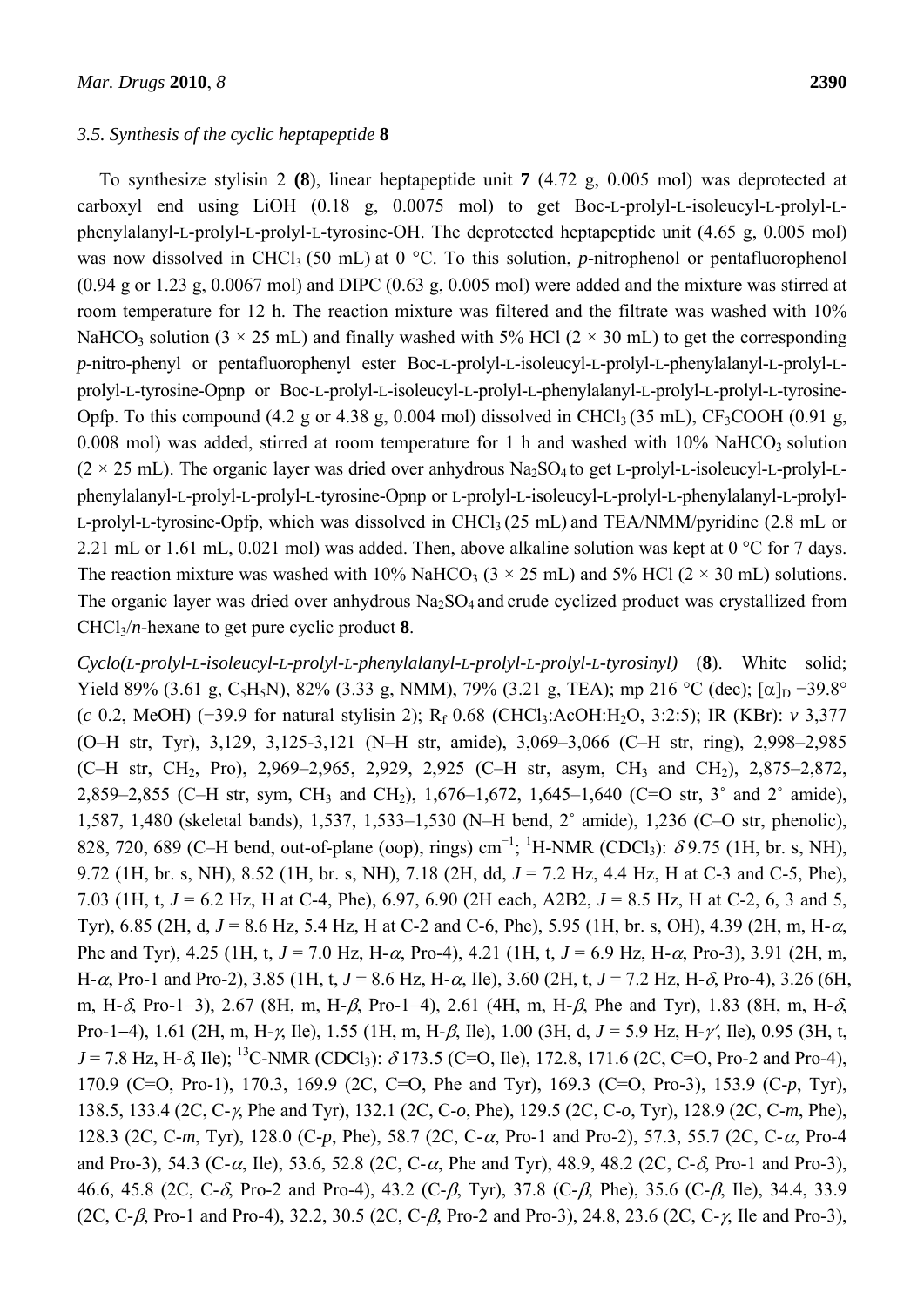### 3.5. Synthesis of the cyclic heptapeptide **8**

To synthesize stylisin 2 **(8)**, linear heptapeptide unit **7** (4.72 g, 0.005 mol) was deprotected at carboxyl end using LiOH (0.18 g, 0.0075 mol) to get Boc-L-prolyl-L-isoleucyl-L-prolyl-L-phenylalanyl-L-prolyl-L-prolyl-L-tyrosine-OH. The deprotected heptapeptide unit (4.65 g, 0.005 mol) was now dissolved in $CHCl_3$ (50 mL) at 0 °C. To this solution, *p*-nitrophenol or pentafluorophenol (0.94 g or 1.23 g, 0.0067 mol) and DIPC (0.63 g, 0.005 mol) were added and the mixture was stirred at room temperature for 12 h. The reaction mixture was filtered and the filtrate was washed with 10% $NaHCO_3$ solution (3 × 25 mL) and finally washed with 5% HCl (2 × 30 mL) to get the corresponding *p*-nitro-phenyl or pentafluorophenyl ester Boc-L-prolyl-L-isoleucyl-L-prolyl-L-phenylalanyl-L-prolyl-L-prolyl-L-tyrosine-Opnp or Boc-L-prolyl-L-isoleucyl-L-prolyl-L-phenylalanyl-L-prolyl-L-prolyl-L-tyrosine-Opfp. To this compound (4.2 g or 4.38 g, 0.004 mol) dissolved in $CHCl_3$ (35 mL), $CF_3COOH$ (0.91 g, 0.008 mol) was added, stirred at room temperature for 1 h and washed with 10% $NaHCO_3$ solution (2 × 25 mL). The organic layer was dried over anhydrous $Na_2SO_4$ to get L-prolyl-L-isoleucyl-L-prolyl-L-phenylalanyl-L-prolyl-L-prolyl-L-tyrosine-Opnp or L-prolyl-L-isoleucyl-L-prolyl-L-phenylalanyl-L-prolyl-L-prolyl-L-tyrosine-Opfp, which was dissolved in $CHCl_3$ (25 mL) and TEA/NMM/pyridine (2.8 mL or 2.21 mL or 1.61 mL, 0.021 mol) was added. Then, above alkaline solution was kept at 0 °C for 7 days. The reaction mixture was washed with 10% $NaHCO_3$ (3 × 25 mL) and 5% HCl (2 × 30 mL) solutions. The organic layer was dried over anhydrous $Na_2SO_4$ and crude cyclized product was crystallized from $CHCl_3$/*n*-hexane to get pure cyclic product **8**.

*Cyclo(L-prolyl-L-isoleucyl-L-prolyl-L-phenylalanyl-L-prolyl-L-prolyl-L-tyrosinyl)* (**8**). White solid; Yield 89% (3.61 g, $C_5H_5N$), 82% (3.33 g, NMM), 79% (3.21 g, TEA); mp 216 °C (dec); $[\alpha]_D$ −39.8° (*c* 0.2, MeOH) (−39.9 for natural stylisin 2); $R_f$ 0.68 ($CHCl_3$:AcOH:$H_2O$, 3:2:5); IR (KBr): $\nu$ 3,377 (O–H str, Tyr), 3,129, 3,125-3,121 (N–H str, amide), 3,069–3,066 (C–H str, ring), 2,998–2,985 (C–H str, $CH_2$, Pro), 2,969–2,965, 2,929, 2,925 (C–H str, asym, $CH_3$ and $CH_2$), 2,875–2,872, 2,859–2,855 (C–H str, sym, $CH_3$ and $CH_2$), 1,676–1,672, 1,645–1,640 (C=O str, 3° and 2° amide), 1,587, 1,480 (skeletal bands), 1,537, 1,533–1,530 (N–H bend, 2° amide), 1,236 (C–O str, phenolic), 828, 720, 689 (C–H bend, out-of-plane (oop), rings) $cm^{-1}$; $^1$H-NMR ($CDCl_3$): $\delta$ 9.75 (1H, br. s, NH), 9.72 (1H, br. s, NH), 8.52 (1H, br. s, NH), 7.18 (2H, dd, $J$ = 7.2 Hz, 4.4 Hz, H at C-3 and C-5, Phe), 7.03 (1H, t, $J$ = 6.2 Hz, H at C-4, Phe), 6.97, 6.90 (2H each, A2B2, $J$ = 8.5 Hz, H at C-2, 6, 3 and 5, Tyr), 6.85 (2H, d, $J$ = 8.6 Hz, 5.4 Hz, H at C-2 and C-6, Phe), 5.95 (1H, br. s, OH), 4.39 (2H, m, H-$\alpha$, Phe and Tyr), 4.25 (1H, t, $J$ = 7.0 Hz, H-$\alpha$, Pro-4), 4.21 (1H, t, $J$ = 6.9 Hz, H-$\alpha$, Pro-3), 3.91 (2H, m, H-$\alpha$, Pro-1 and Pro-2), 3.85 (1H, t, $J$ = 8.6 Hz, H-$\alpha$, Ile), 3.60 (2H, t, $J$ = 7.2 Hz, H-$\delta$, Pro-4), 3.26 (6H, m, H-$\delta$, Pro-1−3), 2.67 (8H, m, H-$\beta$, Pro-1−4), 2.61 (4H, m, H-$\beta$, Phe and Tyr), 1.83 (8H, m, H-$\delta$, Pro-1−4), 1.61 (2H, m, H-$\gamma$, Ile), 1.55 (1H, m, H-$\beta$, Ile), 1.00 (3H, d, $J$ = 5.9 Hz, H-$\gamma'$, Ile), 0.95 (3H, t, $J$ = 7.8 Hz, H-$\delta$, Ile); $^{13}$C-NMR ($CDCl_3$): $\delta$ 173.5 (C=O, Ile), 172.8, 171.6 (2C, C=O, Pro-2 and Pro-4), 170.9 (C=O, Pro-1), 170.3, 169.9 (2C, C=O, Phe and Tyr), 169.3 (C=O, Pro-3), 153.9 (C-*p*, Tyr), 138.5, 133.4 (2C, C-$\gamma$, Phe and Tyr), 132.1 (2C, C-*o*, Phe), 129.5 (2C, C-*o*, Tyr), 128.9 (2C, C-*m*, Phe), 128.3 (2C, C-*m*, Tyr), 128.0 (C-*p*, Phe), 58.7 (2C, C-$\alpha$, Pro-1 and Pro-2), 57.3, 55.7 (2C, C-$\alpha$, Pro-4 and Pro-3), 54.3 (C-$\alpha$, Ile), 53.6, 52.8 (2C, C-$\alpha$, Phe and Tyr), 48.9, 48.2 (2C, C-$\delta$, Pro-1 and Pro-3), 46.6, 45.8 (2C, C-$\delta$, Pro-2 and Pro-4), 43.2 (C-$\beta$, Tyr), 37.8 (C-$\beta$, Phe), 35.6 (C-$\beta$, Ile), 34.4, 33.9 (2C, C-$\beta$, Pro-1 and Pro-4), 32.2, 30.5 (2C, C-$\beta$, Pro-2 and Pro-3), 24.8, 23.6 (2C, C-$\gamma$, Ile and Pro-3),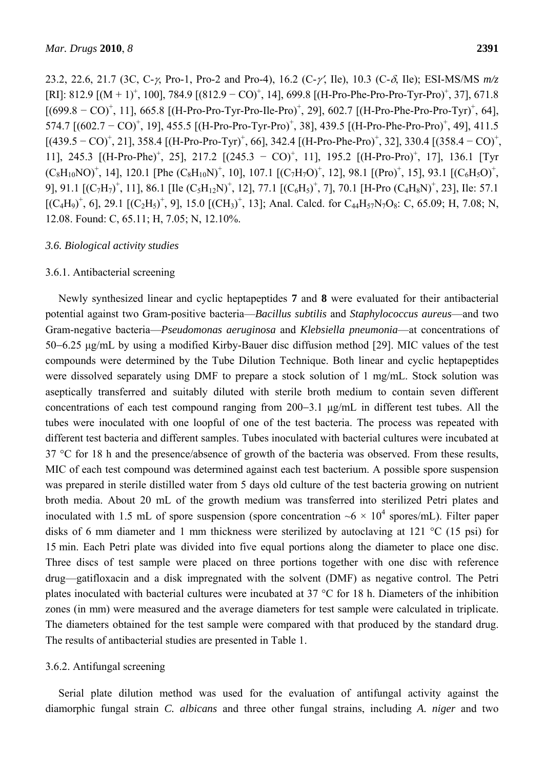23.2, 22.6, 21.7 (3C, C-$\gamma$, Pro-1, Pro-2 and Pro-4), 16.2 (C-$\gamma'$, Ile), 10.3 (C-$\delta$, Ile); ESI-MS/MS *m/z* [RI]: 812.9 [$(M + 1)^+$, 100], 784.9 [$(812.9 - CO)^+$, 14], 699.8 [(H-Pro-Phe-Pro-Pro-Tyr-Pro)$^+$, 37], 671.8 [$(699.8 - CO)^+$, 11], 665.8 [(H-Pro-Pro-Tyr-Pro-Ile-Pro)$^+$, 29], 602.7 [(H-Pro-Phe-Pro-Pro-Tyr)$^+$, 64], 574.7 [$(602.7 - CO)^+$, 19], 455.5 [(H-Pro-Pro-Tyr-Pro)$^+$, 38], 439.5 [(H-Pro-Phe-Pro-Pro)$^+$, 49], 411.5 [$(439.5 - CO)^+$, 21], 358.4 [(H-Pro-Pro-Tyr)$^+$, 66], 342.4 [(H-Pro-Phe-Pro)$^+$, 32], 330.4 [$(358.4 - CO)^+$, 11], 245.3 [(H-Pro-Phe)$^+$, 25], 217.2 [$(245.3 - CO)^+$, 11], 195.2 [(H-Pro-Pro)$^+$, 17], 136.1 [Tyr $(C_8H_{10}NO)^+$, 14], 120.1 [Phe $(C_8H_{10}N)^+$, 10], 107.1 [$(C_7H_7O)^+$, 12], 98.1 [$(Pro)^+$, 15], 93.1 [$(C_6H_5O)^+$, 9], 91.1 [$(C_7H_7)^+$, 11], 86.1 [Ile $(C_5H_{12}N)^+$, 12], 77.1 [$(C_6H_5)^+$, 7], 70.1 [H-Pro $(C_4H_8N)^+$, 23], Ile: 57.1 [$(C_4H_9)^+$, 6], 29.1 [$(C_2H_5)^+$, 9], 15.0 [$(CH_3)^+$, 13]; Anal. Calcd. for $C_{44}H_{57}N_7O_8$: C, 65.09; H, 7.08; N, 12.08. Found: C, 65.11; H, 7.05; N, 12.10%.

### 3.6. Biological activity studies

#### 3.6.1. Antibacterial screening

Newly synthesized linear and cyclic heptapeptides **7** and **8** were evaluated for their antibacterial potential against two Gram-positive bacteria—*Bacillus subtilis* and *Staphylococcus aureus*—and two Gram-negative bacteria—*Pseudomonas aeruginosa* and *Klebsiella pneumonia*—at concentrations of 50–6.25 μg/mL by using a modified Kirby-Bauer disc diffusion method [29]. MIC values of the test compounds were determined by the Tube Dilution Technique. Both linear and cyclic heptapeptides were dissolved separately using DMF to prepare a stock solution of 1 mg/mL. Stock solution was aseptically transferred and suitably diluted with sterile broth medium to contain seven different concentrations of each test compound ranging from 200–3.1 μg/mL in different test tubes. All the tubes were inoculated with one loopful of one of the test bacteria. The process was repeated with different test bacteria and different samples. Tubes inoculated with bacterial cultures were incubated at 37 °C for 18 h and the presence/absence of growth of the bacteria was observed. From these results, MIC of each test compound was determined against each test bacterium. A possible spore suspension was prepared in sterile distilled water from 5 days old culture of the test bacteria growing on nutrient broth media. About 20 mL of the growth medium was transferred into sterilized Petri plates and inoculated with 1.5 mL of spore suspension (spore concentration ~$6 \times 10^4$ spores/mL). Filter paper disks of 6 mm diameter and 1 mm thickness were sterilized by autoclaving at 121 °C (15 psi) for 15 min. Each Petri plate was divided into five equal portions along the diameter to place one disc. Three discs of test sample were placed on three portions together with one disc with reference drug—gatifloxacin and a disk impregnated with the solvent (DMF) as negative control. The Petri plates inoculated with bacterial cultures were incubated at 37 °C for 18 h. Diameters of the inhibition zones (in mm) were measured and the average diameters for test sample were calculated in triplicate. The diameters obtained for the test sample were compared with that produced by the standard drug. The results of antibacterial studies are presented in Table 1.

#### 3.6.2. Antifungal screening

Serial plate dilution method was used for the evaluation of antifungal activity against the diamorphic fungal strain *C. albicans* and three other fungal strains, including *A. niger* and two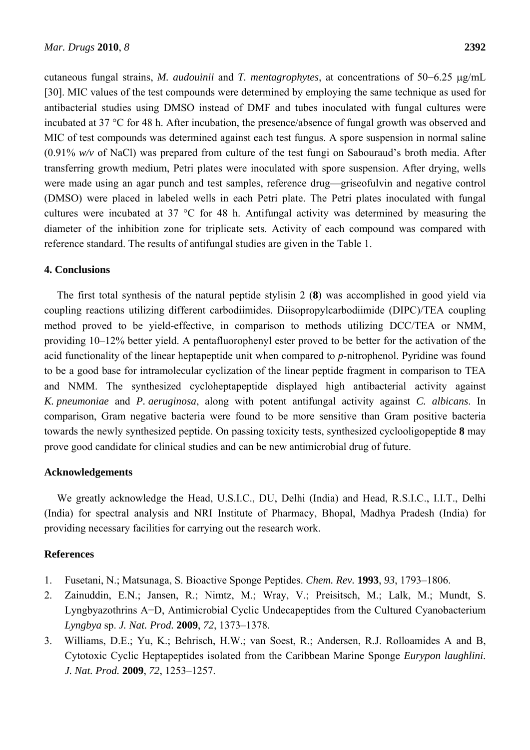cutaneous fungal strains, *M. audouinii* and *T. mentagrophytes*, at concentrations of 50–6.25 μg/mL [30]. MIC values of the test compounds were determined by employing the same technique as used for antibacterial studies using DMSO instead of DMF and tubes inoculated with fungal cultures were incubated at 37 °C for 48 h. After incubation, the presence/absence of fungal growth was observed and MIC of test compounds was determined against each test fungus. A spore suspension in normal saline (0.91% *w/v* of NaCl) was prepared from culture of the test fungi on Sabouraud's broth media. After transferring growth medium, Petri plates were inoculated with spore suspension. After drying, wells were made using an agar punch and test samples, reference drug—griseofulvin and negative control (DMSO) were placed in labeled wells in each Petri plate. The Petri plates inoculated with fungal cultures were incubated at 37 °C for 48 h. Antifungal activity was determined by measuring the diameter of the inhibition zone for triplicate sets. Activity of each compound was compared with reference standard. The results of antifungal studies are given in the Table 1.

## 4. Conclusions

The first total synthesis of the natural peptide stylisin 2 (**8**) was accomplished in good yield via coupling reactions utilizing different carbodiimides. Diisopropylcarbodiimide (DIPC)/TEA coupling method proved to be yield-effective, in comparison to methods utilizing DCC/TEA or NMM, providing 10–12% better yield. A pentafluorophenyl ester proved to be better for the activation of the acid functionality of the linear heptapeptide unit when compared to *p*-nitrophenol. Pyridine was found to be a good base for intramolecular cyclization of the linear peptide fragment in comparison to TEA and NMM. The synthesized cycloheptapeptide displayed high antibacterial activity against *K. pneumoniae* and *P. aeruginosa*, along with potent antifungal activity against *C. albicans*. In comparison, Gram negative bacteria were found to be more sensitive than Gram positive bacteria towards the newly synthesized peptide. On passing toxicity tests, synthesized cyclooligopeptide **8** may prove good candidate for clinical studies and can be new antimicrobial drug of future.

## Acknowledgements

We greatly acknowledge the Head, U.S.I.C., DU, Delhi (India) and Head, R.S.I.C., I.I.T., Delhi (India) for spectral analysis and NRI Institute of Pharmacy, Bhopal, Madhya Pradesh (India) for providing necessary facilities for carrying out the research work.

## References

1. Fusetani, N.; Matsunaga, S. Bioactive Sponge Peptides. *Chem. Rev.* **1993**, *93*, 1793–1806.
2. Zainuddin, E.N.; Jansen, R.; Nimtz, M.; Wray, V.; Preisitsch, M.; Lalk, M.; Mundt, S. Lyngbyazothrins A−D, Antimicrobial Cyclic Undecapeptides from the Cultured Cyanobacterium *Lyngbya* sp. *J. Nat. Prod.* **2009**, *72*, 1373–1378.
3. Williams, D.E.; Yu, K.; Behrisch, H.W.; van Soest, R.; Andersen, R.J. Rolloamides A and B, Cytotoxic Cyclic Heptapeptides isolated from the Caribbean Marine Sponge *Eurypon laughlini*. *J. Nat. Prod.* **2009**, *72*, 1253–1257.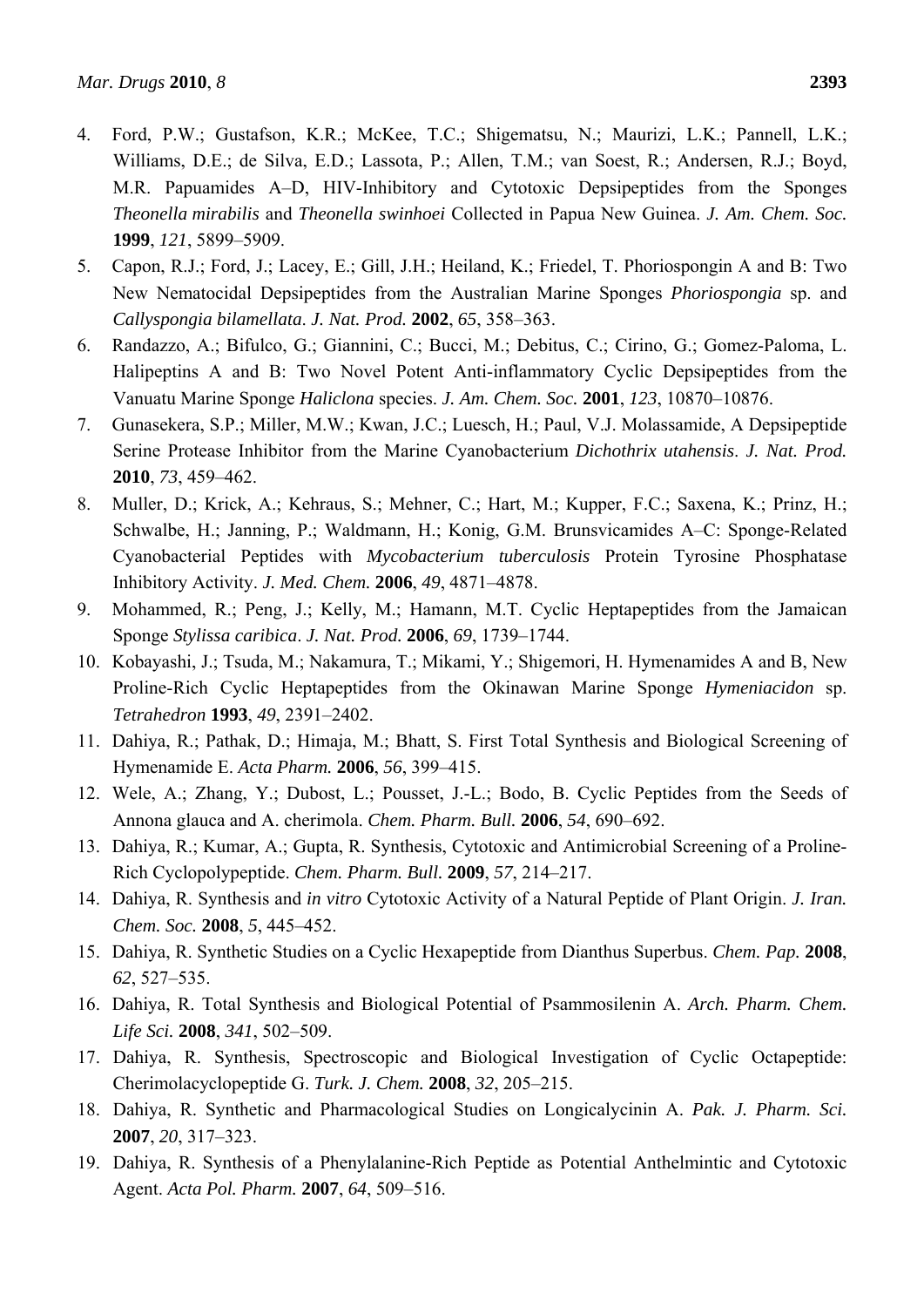4. Ford, P.W.; Gustafson, K.R.; McKee, T.C.; Shigematsu, N.; Maurizi, L.K.; Pannell, L.K.; Williams, D.E.; de Silva, E.D.; Lassota, P.; Allen, T.M.; van Soest, R.; Andersen, R.J.; Boyd, M.R. Papuamides A–D, HIV-Inhibitory and Cytotoxic Depsipeptides from the Sponges *Theonella mirabilis* and *Theonella swinhoei* Collected in Papua New Guinea. *J. Am. Chem. Soc.* **1999**, *121*, 5899–5909.
5. Capon, R.J.; Ford, J.; Lacey, E.; Gill, J.H.; Heiland, K.; Friedel, T. Phoriospongin A and B: Two New Nematocidal Depsipeptides from the Australian Marine Sponges *Phoriospongia* sp. and *Callyspongia bilamellata*. *J. Nat. Prod.* **2002**, *65*, 358–363.
6. Randazzo, A.; Bifulco, G.; Giannini, C.; Bucci, M.; Debitus, C.; Cirino, G.; Gomez-Paloma, L. Halipeptins A and B: Two Novel Potent Anti-inflammatory Cyclic Depsipeptides from the Vanuatu Marine Sponge *Haliclona* species. *J. Am. Chem. Soc.* **2001**, *123*, 10870–10876.
7. Gunasekera, S.P.; Miller, M.W.; Kwan, J.C.; Luesch, H.; Paul, V.J. Molassamide, A Depsipeptide Serine Protease Inhibitor from the Marine Cyanobacterium *Dichothrix utahensis*. *J. Nat. Prod.* **2010**, *73*, 459–462.
8. Muller, D.; Krick, A.; Kehraus, S.; Mehner, C.; Hart, M.; Kupper, F.C.; Saxena, K.; Prinz, H.; Schwalbe, H.; Janning, P.; Waldmann, H.; Konig, G.M. Brunsvicamides A–C: Sponge-Related Cyanobacterial Peptides with *Mycobacterium tuberculosis* Protein Tyrosine Phosphatase Inhibitory Activity. *J. Med. Chem.* **2006**, *49*, 4871–4878.
9. Mohammed, R.; Peng, J.; Kelly, M.; Hamann, M.T. Cyclic Heptapeptides from the Jamaican Sponge *Stylissa caribica*. *J. Nat. Prod.* **2006**, *69*, 1739–1744.
10. Kobayashi, J.; Tsuda, M.; Nakamura, T.; Mikami, Y.; Shigemori, H. Hymenamides A and B, New Proline-Rich Cyclic Heptapeptides from the Okinawan Marine Sponge *Hymeniacidon* sp. *Tetrahedron* **1993**, *49*, 2391–2402.
11. Dahiya, R.; Pathak, D.; Himaja, M.; Bhatt, S. First Total Synthesis and Biological Screening of Hymenamide E. *Acta Pharm.* **2006**, *56*, 399–415.
12. Wele, A.; Zhang, Y.; Dubost, L.; Pousset, J.-L.; Bodo, B. Cyclic Peptides from the Seeds of Annona glauca and A. cherimola. *Chem. Pharm. Bull.* **2006**, *54*, 690–692.
13. Dahiya, R.; Kumar, A.; Gupta, R. Synthesis, Cytotoxic and Antimicrobial Screening of a Proline-Rich Cyclopolypeptide. *Chem. Pharm. Bull.* **2009**, *57*, 214–217.
14. Dahiya, R. Synthesis and *in vitro* Cytotoxic Activity of a Natural Peptide of Plant Origin. *J. Iran. Chem. Soc.* **2008**, *5*, 445–452.
15. Dahiya, R. Synthetic Studies on a Cyclic Hexapeptide from Dianthus Superbus. *Chem. Pap.* **2008**, *62*, 527–535.
16. Dahiya, R. Total Synthesis and Biological Potential of Psammosilenin A. *Arch. Pharm. Chem. Life Sci.* **2008**, *341*, 502–509.
17. Dahiya, R. Synthesis, Spectroscopic and Biological Investigation of Cyclic Octapeptide: Cherimolacyclopeptide G. *Turk. J. Chem.* **2008**, *32*, 205–215.
18. Dahiya, R. Synthetic and Pharmacological Studies on Longicalycinin A. *Pak. J. Pharm. Sci.* **2007**, *20*, 317–323.
19. Dahiya, R. Synthesis of a Phenylalanine-Rich Peptide as Potential Anthelmintic and Cytotoxic Agent. *Acta Pol. Pharm.* **2007**, *64*, 509–516.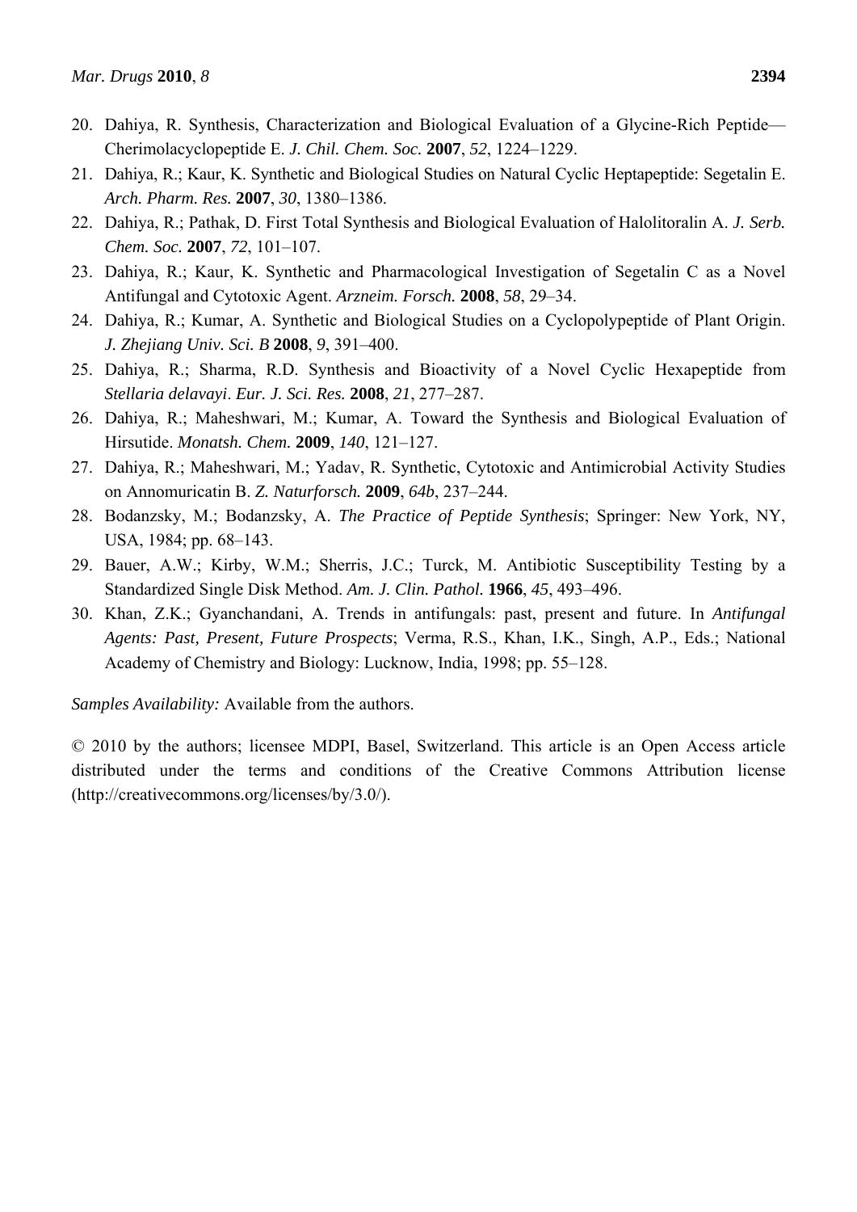20. Dahiya, R. Synthesis, Characterization and Biological Evaluation of a Glycine-Rich Peptide—Cherimolacyclopeptide E. *J. Chil. Chem. Soc.* **2007**, *52*, 1224–1229.
21. Dahiya, R.; Kaur, K. Synthetic and Biological Studies on Natural Cyclic Heptapeptide: Segetalin E. *Arch. Pharm. Res.* **2007**, *30*, 1380–1386.
22. Dahiya, R.; Pathak, D. First Total Synthesis and Biological Evaluation of Halolitoralin A. *J. Serb. Chem. Soc.* **2007**, *72*, 101–107.
23. Dahiya, R.; Kaur, K. Synthetic and Pharmacological Investigation of Segetalin C as a Novel Antifungal and Cytotoxic Agent. *Arzneim. Forsch.* **2008**, *58*, 29–34.
24. Dahiya, R.; Kumar, A. Synthetic and Biological Studies on a Cyclopolypeptide of Plant Origin. *J. Zhejiang Univ. Sci. B* **2008**, *9*, 391–400.
25. Dahiya, R.; Sharma, R.D. Synthesis and Bioactivity of a Novel Cyclic Hexapeptide from *Stellaria delavayi*. *Eur. J. Sci. Res.* **2008**, *21*, 277–287.
26. Dahiya, R.; Maheshwari, M.; Kumar, A. Toward the Synthesis and Biological Evaluation of Hirsutide. *Monatsh. Chem.* **2009**, *140*, 121–127.
27. Dahiya, R.; Maheshwari, M.; Yadav, R. Synthetic, Cytotoxic and Antimicrobial Activity Studies on Annomuricatin B. *Z. Naturforsch.* **2009**, *64b*, 237–244.
28. Bodanzsky, M.; Bodanzsky, A. *The Practice of Peptide Synthesis*; Springer: New York, NY, USA, 1984; pp. 68–143.
29. Bauer, A.W.; Kirby, W.M.; Sherris, J.C.; Turck, M. Antibiotic Susceptibility Testing by a Standardized Single Disk Method. *Am. J. Clin. Pathol.* **1966**, *45*, 493–496.
30. Khan, Z.K.; Gyanchandani, A. Trends in antifungals: past, present and future. In *Antifungal Agents: Past, Present, Future Prospects*; Verma, R.S., Khan, I.K., Singh, A.P., Eds.; National Academy of Chemistry and Biology: Lucknow, India, 1998; pp. 55–128.

*Samples Availability:* Available from the authors.

© 2010 by the authors; licensee MDPI, Basel, Switzerland. This article is an Open Access article distributed under the terms and conditions of the Creative Commons Attribution license (http://creativecommons.org/licenses/by/3.0/).